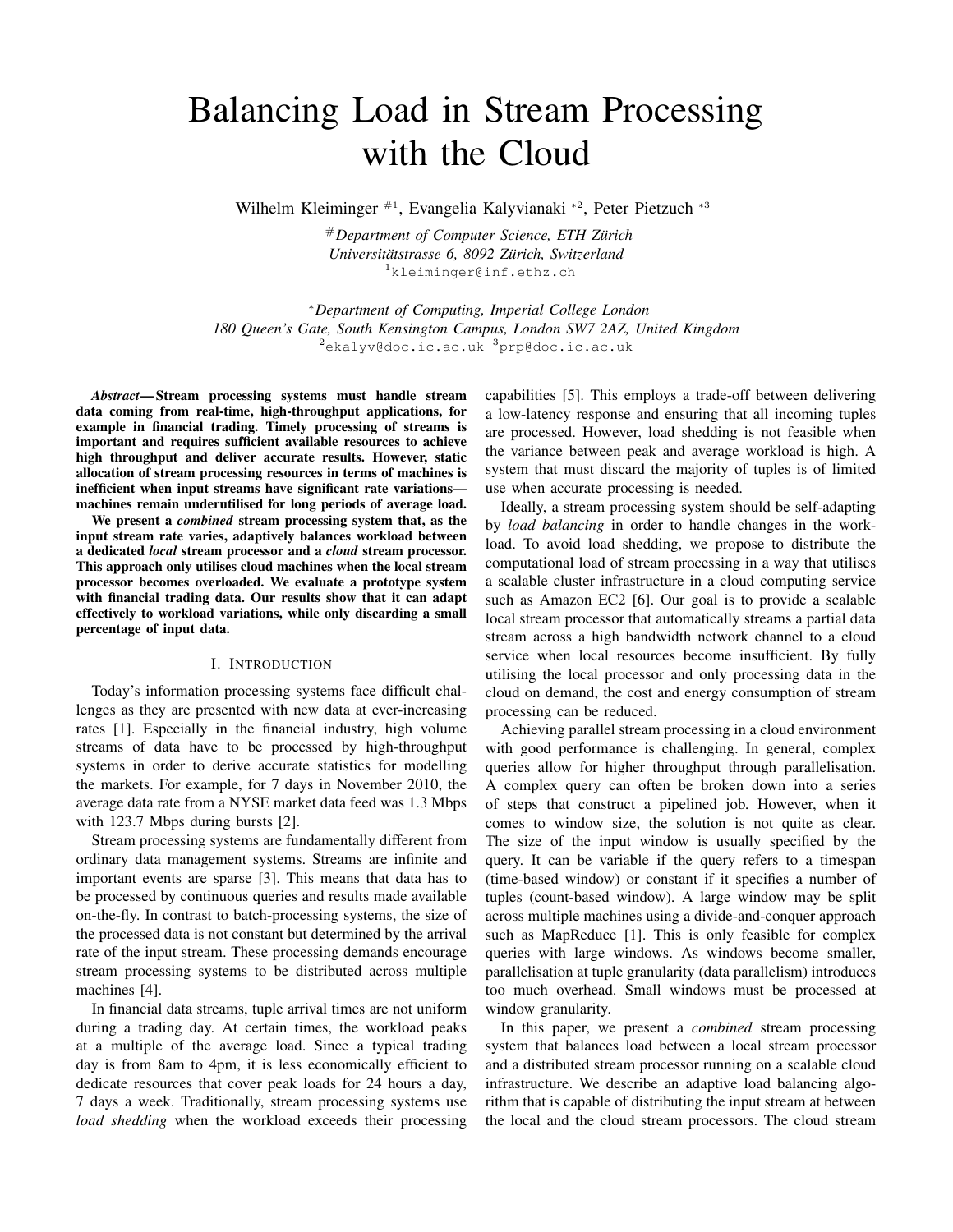# Balancing Load in Stream Processing with the Cloud

Wilhelm Kleiminger #1, Evangelia Kalyvianaki *2, Peter Pietzuch *3

# *Department of Computer Science, ETH Zürich*
*Universitätstrasse 6, 8092 Zürich, Switzerland*
1 kleiminger@inf.ethz.ch

* *Department of Computing, Imperial College London*
*180 Queen's Gate, South Kensington Campus, London SW7 2AZ, United Kingdom*
2 ekalyv@doc.ic.ac.uk 3 prp@doc.ic.ac.uk

***Abstract*— Stream processing systems must handle stream data coming from real-time, high-throughput applications, for example in financial trading. Timely processing of streams is important and requires sufficient available resources to achieve high throughput and deliver accurate results. However, static allocation of stream processing resources in terms of machines is inefficient when input streams have significant rate variations—machines remain underutilised for long periods of average load.**

**We present a *combined* stream processing system that, as the input stream rate varies, adaptively balances workload between a dedicated *local* stream processor and a *cloud* stream processor. This approach only utilises cloud machines when the local stream processor becomes overloaded. We evaluate a prototype system with financial trading data. Our results show that it can adapt effectively to workload variations, while only discarding a small percentage of input data.**

## I. Introduction

Today's information processing systems face difficult challenges as they are presented with new data at ever-increasing rates [1]. Especially in the financial industry, high volume streams of data have to be processed by high-throughput systems in order to derive accurate statistics for modelling the markets. For example, for 7 days in November 2010, the average data rate from a NYSE market data feed was 1.3 Mbps with 123.7 Mbps during bursts [2].

Stream processing systems are fundamentally different from ordinary data management systems. Streams are infinite and important events are sparse [3]. This means that data has to be processed by continuous queries and results made available on-the-fly. In contrast to batch-processing systems, the size of the processed data is not constant but determined by the arrival rate of the input stream. These processing demands encourage stream processing systems to be distributed across multiple machines [4].

In financial data streams, tuple arrival times are not uniform during a trading day. At certain times, the workload peaks at a multiple of the average load. Since a typical trading day is from 8am to 4pm, it is less economically efficient to dedicate resources that cover peak loads for 24 hours a day, 7 days a week. Traditionally, stream processing systems use *load shedding* when the workload exceeds their processing capabilities [5]. This employs a trade-off between delivering a low-latency response and ensuring that all incoming tuples are processed. However, load shedding is not feasible when the variance between peak and average workload is high. A system that must discard the majority of tuples is of limited use when accurate processing is needed.

Ideally, a stream processing system should be self-adapting by *load balancing* in order to handle changes in the workload. To avoid load shedding, we propose to distribute the computational load of stream processing in a way that utilises a scalable cluster infrastructure in a cloud computing service such as Amazon EC2 [6]. Our goal is to provide a scalable local stream processor that automatically streams a partial data stream across a high bandwidth network channel to a cloud service when local resources become insufficient. By fully utilising the local processor and only processing data in the cloud on demand, the cost and energy consumption of stream processing can be reduced.

Achieving parallel stream processing in a cloud environment with good performance is challenging. In general, complex queries allow for higher throughput through parallelisation. A complex query can often be broken down into a series of steps that construct a pipelined job. However, when it comes to window size, the solution is not quite as clear. The size of the input window is usually specified by the query. It can be variable if the query refers to a timespan (time-based window) or constant if it specifies a number of tuples (count-based window). A large window may be split across multiple machines using a divide-and-conquer approach such as MapReduce [1]. This is only feasible for complex queries with large windows. As windows become smaller, parallelisation at tuple granularity (data parallelism) introduces too much overhead. Small windows must be processed at window granularity.

In this paper, we present a *combined* stream processing system that balances load between a local stream processor and a distributed stream processor running on a scalable cloud infrastructure. We describe an adaptive load balancing algorithm that is capable of distributing the input stream at between the local and the cloud stream processors. The cloud stream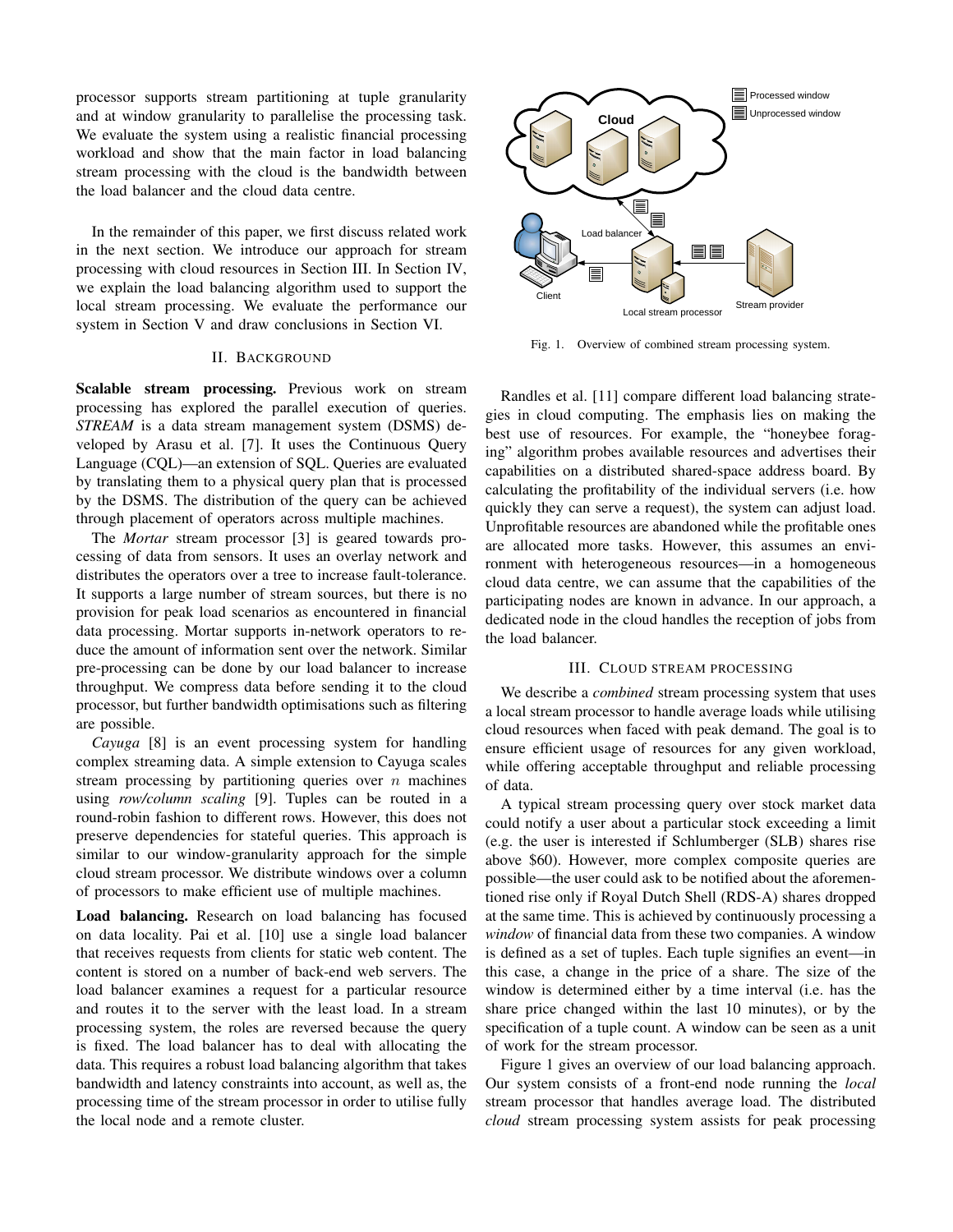processor supports stream partitioning at tuple granularity and at window granularity to parallelise the processing task. We evaluate the system using a realistic financial processing workload and show that the main factor in load balancing stream processing with the cloud is the bandwidth between the load balancer and the cloud data centre.

In the remainder of this paper, we first discuss related work in the next section. We introduce our approach for stream processing with cloud resources in Section III. In Section IV, we explain the load balancing algorithm used to support the local stream processing. We evaluate the performance our system in Section V and draw conclusions in Section VI.

## II. Background

**Scalable stream processing.** Previous work on stream processing has explored the parallel execution of queries. *STREAM* is a data stream management system (DSMS) developed by Arasu et al. [7]. It uses the Continuous Query Language (CQL)—an extension of SQL. Queries are evaluated by translating them to a physical query plan that is processed by the DSMS. The distribution of the query can be achieved through placement of operators across multiple machines.

The *Mortar* stream processor [3] is geared towards processing of data from sensors. It uses an overlay network and distributes the operators over a tree to increase fault-tolerance. It supports a large number of stream sources, but there is no provision for peak load scenarios as encountered in financial data processing. Mortar supports in-network operators to reduce the amount of information sent over the network. Similar pre-processing can be done by our load balancer to increase throughput. We compress data before sending it to the cloud processor, but further bandwidth optimisations such as filtering are possible.

*Cayuga* [8] is an event processing system for handling complex streaming data. A simple extension to Cayuga scales stream processing by partitioning queries over $n$ machines using *row/column scaling* [9]. Tuples can be routed in a round-robin fashion to different rows. However, this does not preserve dependencies for stateful queries. This approach is similar to our window-granularity approach for the simple cloud stream processor. We distribute windows over a column of processors to make efficient use of multiple machines.

**Load balancing.** Research on load balancing has focused on data locality. Pai et al. [10] use a single load balancer that receives requests from clients for static web content. The content is stored on a number of back-end web servers. The load balancer examines a request for a particular resource and routes it to the server with the least load. In a stream processing system, the roles are reversed because the query is fixed. The load balancer has to deal with allocating the data. This requires a robust load balancing algorithm that takes bandwidth and latency constraints into account, as well as, the processing time of the stream processor in order to utilise fully the local node and a remote cluster.

Fig. 1. Overview of combined stream processing system.

Randles et al. [11] compare different load balancing strategies in cloud computing. The emphasis lies on making the best use of resources. For example, the "honeybee foraging" algorithm probes available resources and advertises their capabilities on a distributed shared-space address board. By calculating the profitability of the individual servers (i.e. how quickly they can serve a request), the system can adjust load. Unprofitable resources are abandoned while the profitable ones are allocated more tasks. However, this assumes an environment with heterogeneous resources—in a homogeneous cloud data centre, we can assume that the capabilities of the participating nodes are known in advance. In our approach, a dedicated node in the cloud handles the reception of jobs from the load balancer.

## III. Cloud Stream Processing

We describe a *combined* stream processing system that uses a local stream processor to handle average loads while utilising cloud resources when faced with peak demand. The goal is to ensure efficient usage of resources for any given workload, while offering acceptable throughput and reliable processing of data.

A typical stream processing query over stock market data could notify a user about a particular stock exceeding a limit (e.g. the user is interested if Schlumberger (SLB) shares rise above $60). However, more complex composite queries are possible—the user could ask to be notified about the aforementioned rise only if Royal Dutch Shell (RDS-A) shares dropped at the same time. This is achieved by continuously processing a *window* of financial data from these two companies. A window is defined as a set of tuples. Each tuple signifies an event—in this case, a change in the price of a share. The size of the window is determined either by a time interval (i.e. has the share price changed within the last 10 minutes), or by the specification of a tuple count. A window can be seen as a unit of work for the stream processor.

Figure 1 gives an overview of our load balancing approach. Our system consists of a front-end node running the *local* stream processor that handles average load. The distributed *cloud* stream processing system assists for peak processing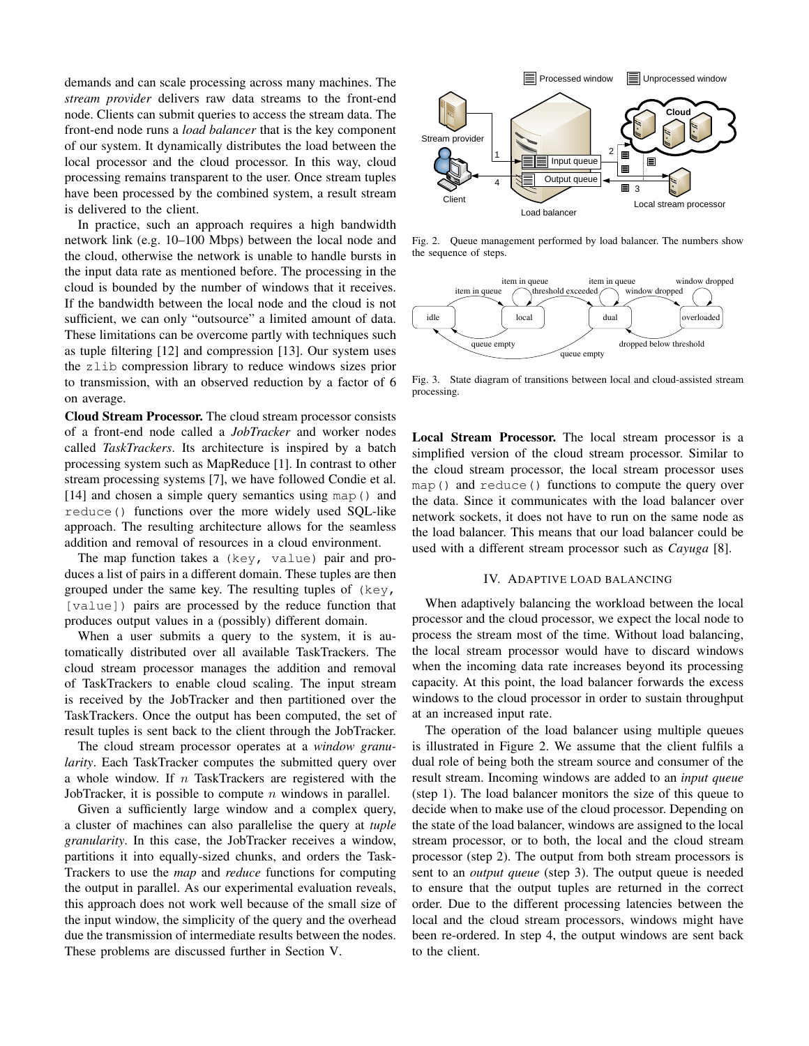demands and can scale processing across many machines. The *stream provider* delivers raw data streams to the front-end node. Clients can submit queries to access the stream data. The front-end node runs a *load balancer* that is the key component of our system. It dynamically distributes the load between the local processor and the cloud processor. In this way, cloud processing remains transparent to the user. Once stream tuples have been processed by the combined system, a result stream is delivered to the client.

In practice, such an approach requires a high bandwidth network link (e.g. 10–100 Mbps) between the local node and the cloud, otherwise the network is unable to handle bursts in the input data rate as mentioned before. The processing in the cloud is bounded by the number of windows that it receives. If the bandwidth between the local node and the cloud is not sufficient, we can only "outsource" a limited amount of data. These limitations can be overcome partly with techniques such as tuple filtering [12] and compression [13]. Our system uses the `zlib` compression library to reduce windows sizes prior to transmission, with an observed reduction by a factor of 6 on average.

**Cloud Stream Processor.** The cloud stream processor consists of a front-end node called a *JobTracker* and worker nodes called *TaskTrackers*. Its architecture is inspired by a batch processing system such as MapReduce [1]. In contrast to other stream processing systems [7], we have followed Condie et al. [14] and chosen a simple query semantics using `map()` and `reduce()` functions over the more widely used SQL-like approach. The resulting architecture allows for the seamless addition and removal of resources in a cloud environment.

The map function takes a `(key, value)` pair and produces a list of pairs in a different domain. These tuples are then grouped under the same key. The resulting tuples of `(key, [value])` pairs are processed by the reduce function that produces output values in a (possibly) different domain.

When a user submits a query to the system, it is automatically distributed over all available TaskTrackers. The cloud stream processor manages the addition and removal of TaskTrackers to enable cloud scaling. The input stream is received by the JobTracker and then partitioned over the TaskTrackers. Once the output has been computed, the set of result tuples is sent back to the client through the JobTracker.

The cloud stream processor operates at a *window granularity*. Each TaskTracker computes the submitted query over a whole window. If $n$ TaskTrackers are registered with the JobTracker, it is possible to compute $n$ windows in parallel.

Given a sufficiently large window and a complex query, a cluster of machines can also parallelise the query at *tuple granularity*. In this case, the JobTracker receives a window, partitions it into equally-sized chunks, and orders the TaskTrackers to use the *map* and *reduce* functions for computing the output in parallel. As our experimental evaluation reveals, this approach does not work well because of the small size of the input window, the simplicity of the query and the overhead due the transmission of intermediate results between the nodes. These problems are discussed further in Section V.

Fig. 2. Queue management performed by load balancer. The numbers show the sequence of steps.

Fig. 3. State diagram of transitions between local and cloud-assisted stream processing.

**Local Stream Processor.** The local stream processor is a simplified version of the cloud stream processor. Similar to the cloud stream processor, the local stream processor uses `map()` and `reduce()` functions to compute the query over the data. Since it communicates with the load balancer over network sockets, it does not have to run on the same node as the load balancer. This means that our load balancer could be used with a different stream processor such as *Cayuga* [8].

## IV. Adaptive Load Balancing

When adaptively balancing the workload between the local processor and the cloud processor, we expect the local node to process the stream most of the time. Without load balancing, the local stream processor would have to discard windows when the incoming data rate increases beyond its processing capacity. At this point, the load balancer forwards the excess windows to the cloud processor in order to sustain throughput at an increased input rate.

The operation of the load balancer using multiple queues is illustrated in Figure 2. We assume that the client fulfils a dual role of being both the stream source and consumer of the result stream. Incoming windows are added to an *input queue* (step 1). The load balancer monitors the size of this queue to decide when to make use of the cloud processor. Depending on the state of the load balancer, windows are assigned to the local stream processor, or to both, the local and the cloud stream processor (step 2). The output from both stream processors is sent to an *output queue* (step 3). The output queue is needed to ensure that the output tuples are returned in the correct order. Due to the different processing latencies between the local and the cloud stream processors, windows might have been re-ordered. In step 4, the output windows are sent back to the client.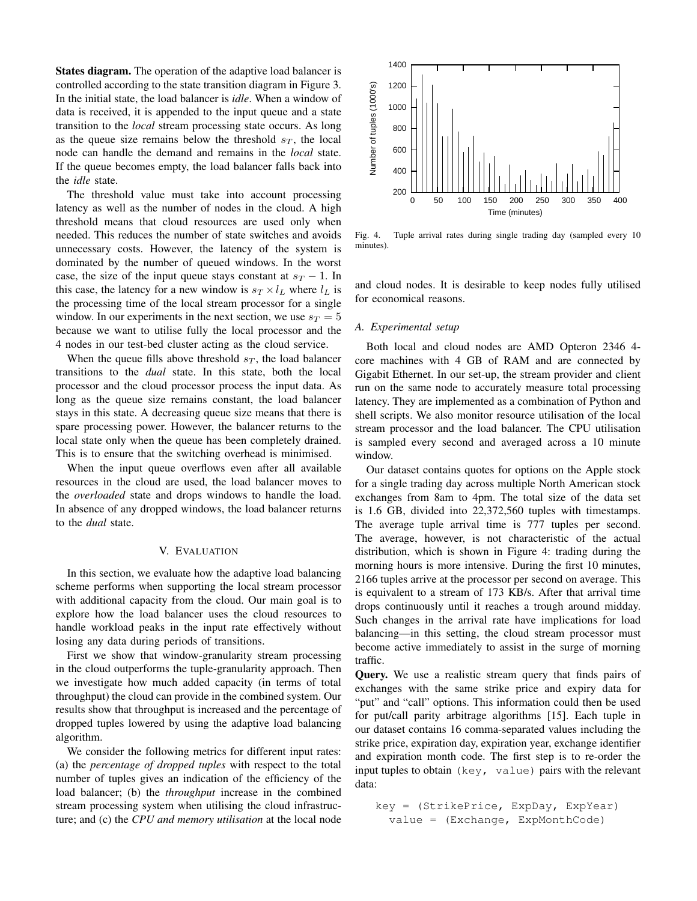**States diagram.** The operation of the adaptive load balancer is controlled according to the state transition diagram in Figure 3. In the initial state, the load balancer is *idle*. When a window of data is received, it is appended to the input queue and a state transition to the *local* stream processing state occurs. As long as the queue size remains below the threshold $s_T$, the local node can handle the demand and remains in the *local* state. If the queue becomes empty, the load balancer falls back into the *idle* state.

The threshold value must take into account processing latency as well as the number of nodes in the cloud. A high threshold means that cloud resources are used only when needed. This reduces the number of state switches and avoids unnecessary costs. However, the latency of the system is dominated by the number of queued windows. In the worst case, the size of the input queue stays constant at $s_T - 1$. In this case, the latency for a new window is $s_T \times l_L$ where $l_L$ is the processing time of the local stream processor for a single window. In our experiments in the next section, we use $s_T = 5$ because we want to utilise fully the local processor and the 4 nodes in our test-bed cluster acting as the cloud service.

When the queue fills above threshold $s_T$, the load balancer transitions to the *dual* state. In this state, both the local processor and the cloud processor process the input data. As long as the queue size remains constant, the load balancer stays in this state. A decreasing queue size means that there is spare processing power. However, the balancer returns to the local state only when the queue has been completely drained. This is to ensure that the switching overhead is minimised.

When the input queue overflows even after all available resources in the cloud are used, the load balancer moves to the *overloaded* state and drops windows to handle the load. In absence of any dropped windows, the load balancer returns to the *dual* state.

## V. Evaluation

In this section, we evaluate how the adaptive load balancing scheme performs when supporting the local stream processor with additional capacity from the cloud. Our main goal is to explore how the load balancer uses the cloud resources to handle workload peaks in the input rate effectively without losing any data during periods of transitions.

First we show that window-granularity stream processing in the cloud outperforms the tuple-granularity approach. Then we investigate how much added capacity (in terms of total throughput) the cloud can provide in the combined system. Our results show that throughput is increased and the percentage of dropped tuples lowered by using the adaptive load balancing algorithm.

We consider the following metrics for different input rates: (a) the *percentage of dropped tuples* with respect to the total number of tuples gives an indication of the efficiency of the load balancer; (b) the *throughput* increase in the combined stream processing system when utilising the cloud infrastructure; and (c) the *CPU and memory utilisation* at the local node and cloud nodes. It is desirable to keep nodes fully utilised for economical reasons.

Fig. 4. Tuple arrival rates during single trading day (sampled every 10 minutes).

### A. Experimental setup

Both local and cloud nodes are AMD Opteron 2346 4-core machines with 4 GB of RAM and are connected by Gigabit Ethernet. In our set-up, the stream provider and client run on the same node to accurately measure total processing latency. They are implemented as a combination of Python and shell scripts. We also monitor resource utilisation of the local stream processor and the load balancer. The CPU utilisation is sampled every second and averaged across a 10 minute window.

Our dataset contains quotes for options on the Apple stock for a single trading day across multiple North American stock exchanges from 8am to 4pm. The total size of the data set is 1.6 GB, divided into 22,372,560 tuples with timestamps. The average tuple arrival time is 777 tuples per second. The average, however, is not characteristic of the actual distribution, which is shown in Figure 4: trading during the morning hours is more intensive. During the first 10 minutes, 2166 tuples arrive at the processor per second on average. This is equivalent to a stream of 173 KB/s. After that arrival time drops continuously until it reaches a trough around midday. Such changes in the arrival rate have implications for load balancing—in this setting, the cloud stream processor must become active immediately to assist in the surge of morning traffic.

**Query.** We use a realistic stream query that finds pairs of exchanges with the same strike price and expiry data for "put" and "call" options. This information could then be used for put/call parity arbitrage algorithms [15]. Each tuple in our dataset contains 16 comma-separated values including the strike price, expiration day, expiration year, exchange identifier and expiration month code. The first step is to re-order the input tuples to obtain `(key, value)` pairs with the relevant data:

```
key = (StrikePrice, ExpDay, ExpYear)
  value = (Exchange, ExpMonthCode)
```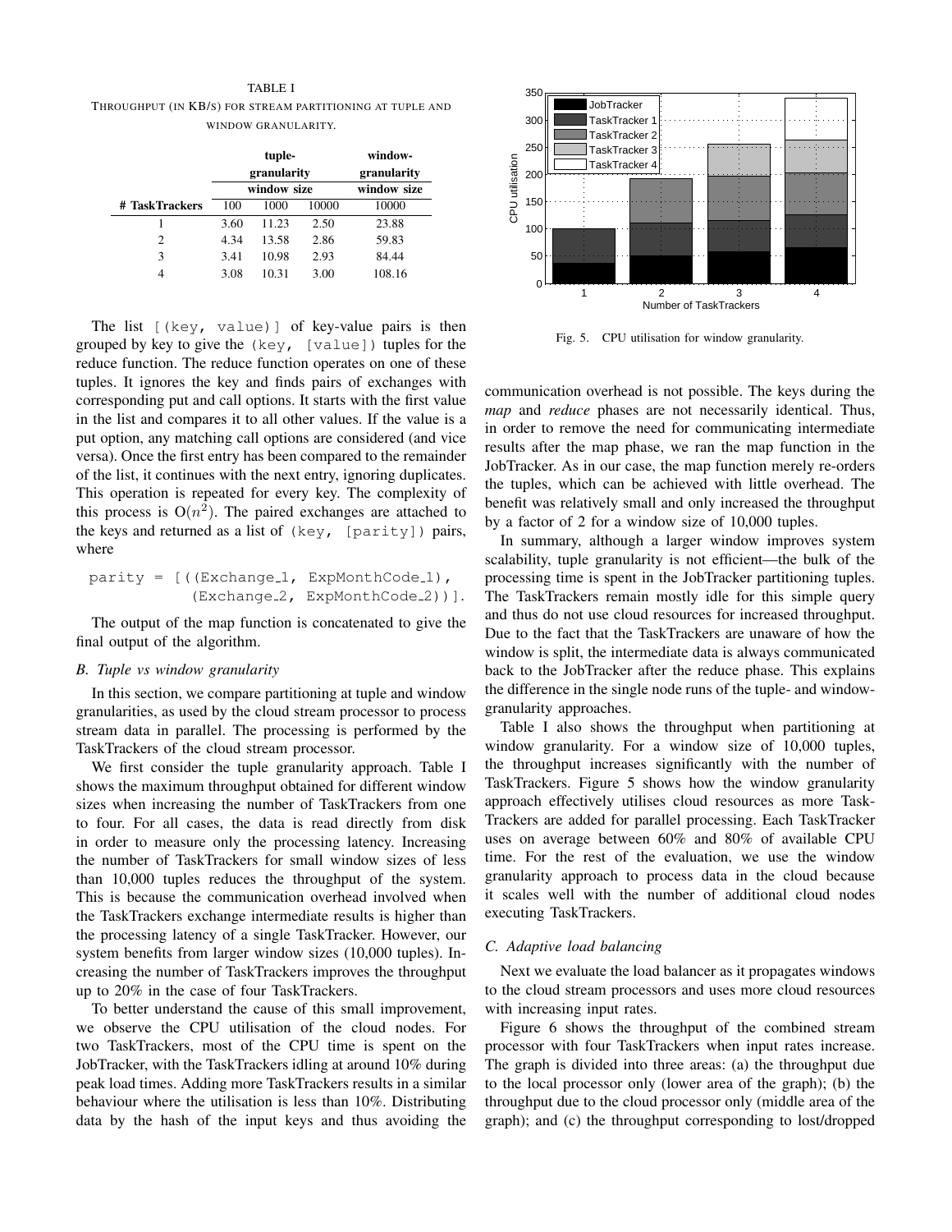TABLE I
THROUGHPUT (IN KB/S) FOR STREAM PARTITIONING AT TUPLE AND WINDOW GRANULARITY.

| | tuple-granularity | | | window-granularity |
|---|---|---|---|---|
| | window size | | | window size |
| # TaskTrackers | 100 | 1000 | 10000 | 10000 |
| 1 | 3.60 | 11.23 | 2.50 | 23.88 |
| 2 | 4.34 | 13.58 | 2.86 | 59.83 |
| 3 | 3.41 | 10.98 | 2.93 | 84.44 |
| 4 | 3.08 | 10.31 | 3.00 | 108.16 |

The list `[(key, value)]` of key-value pairs is then grouped by key to give the `(key, [value])` tuples for the reduce function. The reduce function operates on one of these tuples. It ignores the key and finds pairs of exchanges with corresponding put and call options. It starts with the first value in the list and compares it to all other values. If the value is a put option, any matching call options are considered (and vice versa). Once the first entry has been compared to the remainder of the list, it continues with the next entry, ignoring duplicates. This operation is repeated for every key. The complexity of this process is $O(n^2)$. The paired exchanges are attached to the keys and returned as a list of `(key, [parity])` pairs, where

```
parity = [((Exchange_1, ExpMonthCode_1),
           (Exchange_2, ExpMonthCode_2))].
```

The output of the map function is concatenated to give the final output of the algorithm.

### B. Tuple vs window granularity

In this section, we compare partitioning at tuple and window granularities, as used by the cloud stream processor to process stream data in parallel. The processing is performed by the TaskTrackers of the cloud stream processor.

We first consider the tuple granularity approach. Table I shows the maximum throughput obtained for different window sizes when increasing the number of TaskTrackers from one to four. For all cases, the data is read directly from disk in order to measure only the processing latency. Increasing the number of TaskTrackers for small window sizes of less than 10,000 tuples reduces the throughput of the system. This is because the communication overhead involved when the TaskTrackers exchange intermediate results is higher than the processing latency of a single TaskTracker. However, our system benefits from larger window sizes (10,000 tuples). Increasing the number of TaskTrackers improves the throughput up to 20% in the case of four TaskTrackers.

To better understand the cause of this small improvement, we observe the CPU utilisation of the cloud nodes. For two TaskTrackers, most of the CPU time is spent on the JobTracker, with the TaskTrackers idling at around 10% during peak load times. Adding more TaskTrackers results in a similar behaviour where the utilisation is less than 10%. Distributing data by the hash of the input keys and thus avoiding the communication overhead is not possible. The keys during the *map* and *reduce* phases are not necessarily identical. Thus, in order to remove the need for communicating intermediate results after the map phase, we ran the map function in the JobTracker. As in our case, the map function merely re-orders the tuples, which can be achieved with little overhead. The benefit was relatively small and only increased the throughput by a factor of 2 for a window size of 10,000 tuples.

In summary, although a larger window improves system scalability, tuple granularity is not efficient—the bulk of the processing time is spent in the JobTracker partitioning tuples. The TaskTrackers remain mostly idle for this simple query and thus do not use cloud resources for increased throughput. Due to the fact that the TaskTrackers are unaware of how the window is split, the intermediate data is always communicated back to the JobTracker after the reduce phase. This explains the difference in the single node runs of the tuple- and window-granularity approaches.

Table I also shows the throughput when partitioning at window granularity. For a window size of 10,000 tuples, the throughput increases significantly with the number of TaskTrackers. Figure 5 shows how the window granularity approach effectively utilises cloud resources as more TaskTrackers are added for parallel processing. Each TaskTracker uses on average between 60% and 80% of available CPU time. For the rest of the evaluation, we use the window granularity approach to process data in the cloud because it scales well with the number of additional cloud nodes executing TaskTrackers.

Fig. 5. CPU utilisation for window granularity.

### C. Adaptive load balancing

Next we evaluate the load balancer as it propagates windows to the cloud stream processors and uses more cloud resources with increasing input rates.

Figure 6 shows the throughput of the combined stream processor with four TaskTrackers when input rates increase. The graph is divided into three areas: (a) the throughput due to the local processor only (lower area of the graph); (b) the throughput due to the cloud processor only (middle area of the graph); and (c) the throughput corresponding to lost/dropped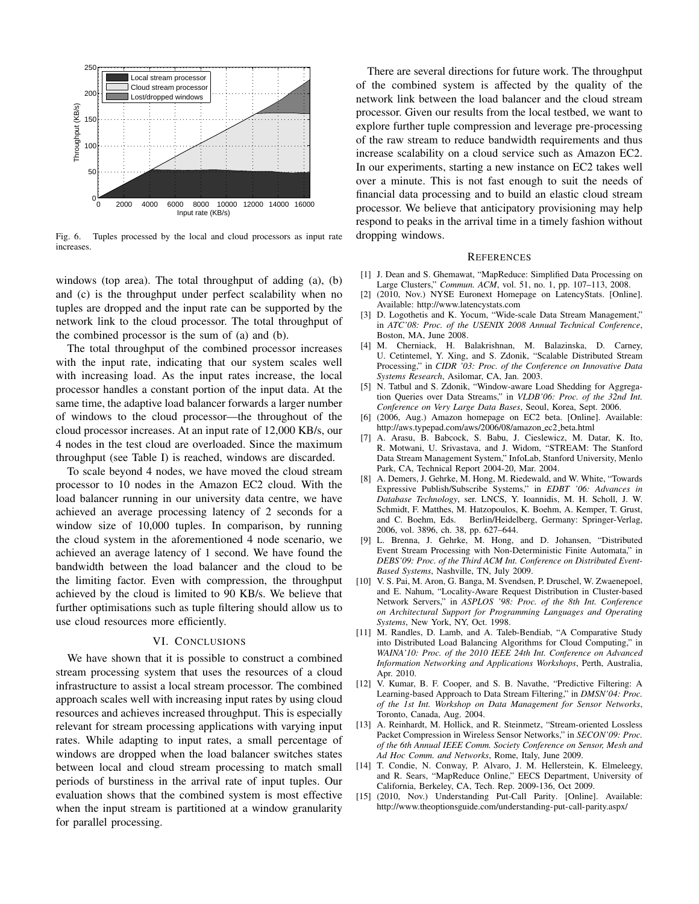250
200
150
100
50
0
Throughput (KB/s)
0 2000 4000 6000 8000 10000 12000 14000 16000
Input rate (KB/s)
Local stream processor
Cloud stream processor
Lost/dropped windows

Fig. 6. Tuples processed by the local and cloud processors as input rate increases.

windows (top area). The total throughput of adding (a), (b) and (c) is the throughput under perfect scalability when no tuples are dropped and the input rate can be supported by the network link to the cloud processor. The total throughput of the combined processor is the sum of (a) and (b).

The total throughput of the combined processor increases with the input rate, indicating that our system scales well with increasing load. As the input rates increase, the local processor handles a constant portion of the input data. At the same time, the adaptive load balancer forwards a larger number of windows to the cloud processor—the throughout of the cloud processor increases. At an input rate of 12,000 KB/s, our 4 nodes in the test cloud are overloaded. Since the maximum throughput (see Table I) is reached, windows are discarded.

To scale beyond 4 nodes, we have moved the cloud stream processor to 10 nodes in the Amazon EC2 cloud. With the load balancer running in our university data centre, we have achieved an average processing latency of 2 seconds for a window size of 10,000 tuples. In comparison, by running the cloud system in the aforementioned 4 node scenario, we achieved an average latency of 1 second. We have found the bandwidth between the load balancer and the cloud to be the limiting factor. Even with compression, the throughput achieved by the cloud is limited to 90 KB/s. We believe that further optimisations such as tuple filtering should allow us to use cloud resources more efficiently.

## VI. Conclusions

We have shown that it is possible to construct a combined stream processing system that uses the resources of a cloud infrastructure to assist a local stream processor. The combined approach scales well with increasing input rates by using cloud resources and achieves increased throughput. This is especially relevant for stream processing applications with varying input rates. While adapting to input rates, a small percentage of windows are dropped when the load balancer switches states between local and cloud stream processing to match small periods of burstiness in the arrival rate of input tuples. Our evaluation shows that the combined system is most effective when the input stream is partitioned at a window granularity for parallel processing.

There are several directions for future work. The throughput of the combined system is affected by the quality of the network link between the load balancer and the cloud stream processor. Given our results from the local testbed, we want to explore further tuple compression and leverage pre-processing of the raw stream to reduce bandwidth requirements and thus increase scalability on a cloud service such as Amazon EC2. In our experiments, starting a new instance on EC2 takes well over a minute. This is not fast enough to suit the needs of financial data processing and to build an elastic cloud stream processor. We believe that anticipatory provisioning may help respond to peaks in the arrival time in a timely fashion without dropping windows.

## References

[1] J. Dean and S. Ghemawat, "MapReduce: Simplified Data Processing on Large Clusters," *Commun. ACM*, vol. 51, no. 1, pp. 107–113, 2008.

[2] (2010, Nov.) NYSE Euronext Homepage on LatencyStats. [Online]. Available: http://www.latencystats.com

[3] D. Logothetis and K. Yocum, "Wide-scale Data Stream Management," in *ATC'08: Proc. of the USENIX 2008 Annual Technical Conference*, Boston, MA, June 2008.

[4] M. Cherniack, H. Balakrishnan, M. Balazinska, D. Carney, U. Cetintemel, Y. Xing, and S. Zdonik, "Scalable Distributed Stream Processing," in *CIDR '03: Proc. of the Conference on Innovative Data Systems Research*, Asilomar, CA, Jan. 2003.

[5] N. Tatbul and S. Zdonik, "Window-aware Load Shedding for Aggregation Queries over Data Streams," in *VLDB'06: Proc. of the 32nd Int. Conference on Very Large Data Bases*, Seoul, Korea, Sept. 2006.

[6] (2006, Aug.) Amazon homepage on EC2 beta. [Online]. Available: http://aws.typepad.com/aws/2006/08/amazon_ec2_beta.html

[7] A. Arasu, B. Babcock, S. Babu, J. Cieslewicz, M. Datar, K. Ito, R. Motwani, U. Srivastava, and J. Widom, "STREAM: The Stanford Data Stream Management System," InfoLab, Stanford University, Menlo Park, CA, Technical Report 2004-20, Mar. 2004.

[8] A. Demers, J. Gehrke, M. Hong, M. Riedewald, and W. White, "Towards Expressive Publish/Subscribe Systems," in *EDBT '06: Advances in Database Technology*, ser. LNCS, Y. Ioannidis, M. H. Scholl, J. W. Schmidt, F. Matthes, M. Hatzopoulos, K. Boehm, A. Kemper, T. Grust, and C. Boehm, Eds. Berlin/Heidelberg, Germany: Springer-Verlag, 2006, vol. 3896, ch. 38, pp. 627–644.

[9] L. Brenna, J. Gehrke, M. Hong, and D. Johansen, "Distributed Event Stream Processing with Non-Deterministic Finite Automata," in *DEBS'09: Proc. of the Third ACM Int. Conference on Distributed Event-Based Systems*, Nashville, TN, July 2009.

[10] V. S. Pai, M. Aron, G. Banga, M. Svendsen, P. Druschel, W. Zwaenepoel, and E. Nahum, "Locality-Aware Request Distribution in Cluster-based Network Servers," in *ASPLOS '98: Proc. of the 8th Int. Conference on Architectural Support for Programming Languages and Operating Systems*, New York, NY, Oct. 1998.

[11] M. Randles, D. Lamb, and A. Taleb-Bendiab, "A Comparative Study into Distributed Load Balancing Algorithms for Cloud Computing," in *WAINA'10: Proc. of the 2010 IEEE 24th Int. Conference on Advanced Information Networking and Applications Workshops*, Perth, Australia, Apr. 2010.

[12] V. Kumar, B. F. Cooper, and S. B. Navathe, "Predictive Filtering: A Learning-based Approach to Data Stream Filtering," in *DMSN'04: Proc. of the 1st Int. Workshop on Data Management for Sensor Networks*, Toronto, Canada, Aug. 2004.

[13] A. Reinhardt, M. Hollick, and R. Steinmetz, "Stream-oriented Lossless Packet Compression in Wireless Sensor Networks," in *SECON'09: Proc. of the 6th Annual IEEE Comm. Society Conference on Sensor, Mesh and Ad Hoc Comm. and Networks*, Rome, Italy, June 2009.

[14] T. Condie, N. Conway, P. Alvaro, J. M. Hellerstein, K. Elmeleegy, and R. Sears, "MapReduce Online," EECS Department, University of California, Berkeley, CA, Tech. Rep. 2009-136, Oct 2009.

[15] (2010, Nov.) Understanding Put-Call Parity. [Online]. Available: http://www.theoptionsguide.com/understanding-put-call-parity.aspx/